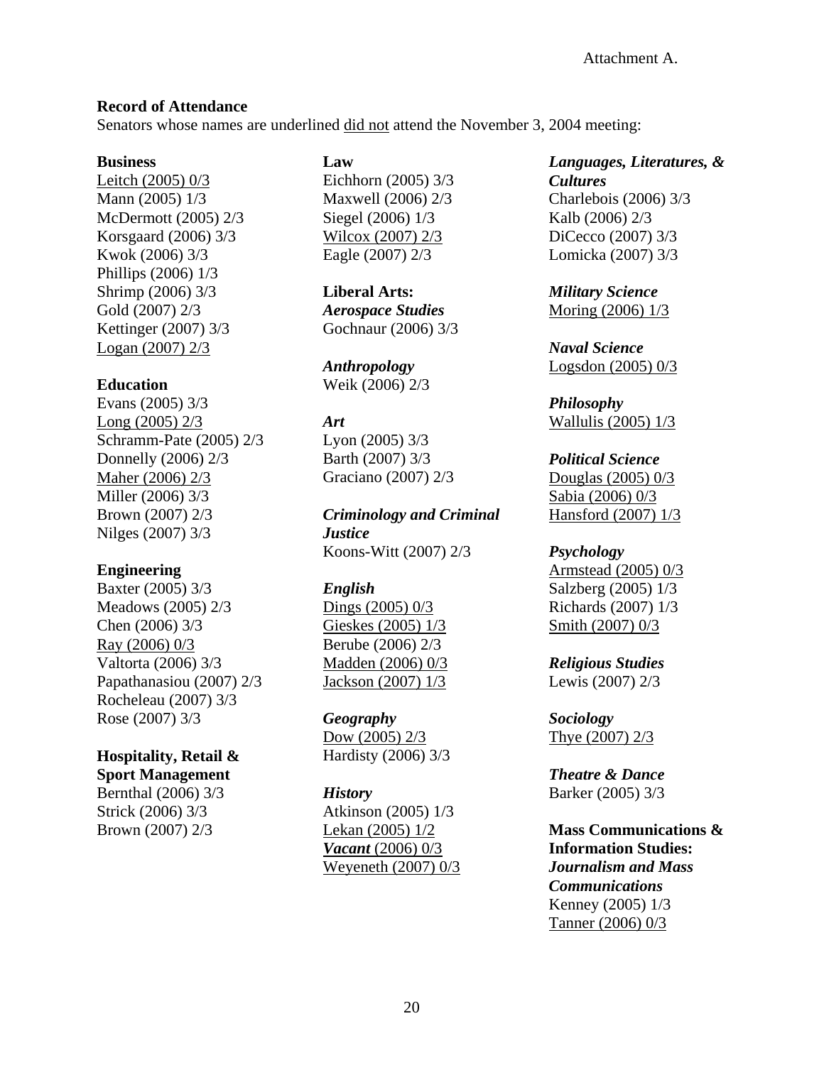Attachment A.

**Record of Attendance**

Senators whose names are underlined <u>did not</u> attend the November 3, 2004 meeting:

**Business**

<u>Leitch (2005) 0/3</u>
Mann (2005) 1/3
McDermott (2005) 2/3
Korsgaard (2006) 3/3
Kwok (2006) 3/3
Phillips (2006) 1/3
Shrimp (2006) 3/3
Gold (2007) 2/3
Kettinger (2007) 3/3
<u>Logan (2007) 2/3</u>

**Education**

Evans (2005) 3/3
<u>Long (2005) 2/3</u>
Schramm-Pate (2005) 2/3
Donnelly (2006) 2/3
<u>Maher (2006) 2/3</u>
Miller (2006) 3/3
Brown (2007) 2/3
Nilges (2007) 3/3

**Engineering**

Baxter (2005) 3/3
Meadows (2005) 2/3
Chen (2006) 3/3
<u>Ray (2006) 0/3</u>
Valtorta (2006) 3/3
Papathanasiou (2007) 2/3
Rocheleau (2007) 3/3
Rose (2007) 3/3

**Hospitality, Retail & Sport Management**

Bernthal (2006) 3/3
Strick (2006) 3/3
Brown (2007) 2/3

**Law**

Eichhorn (2005) 3/3
Maxwell (2006) 2/3
Siegel (2006) 1/3
<u>Wilcox (2007) 2/3</u>
Eagle (2007) 2/3

**Liberal Arts:**

***Aerospace Studies***

Gochnaur (2006) 3/3

***Anthropology***

Weik (2006) 2/3

***Art***

Lyon (2005) 3/3
Barth (2007) 3/3
Graciano (2007) 2/3

***Criminology and Criminal Justice***

Koons-Witt (2007) 2/3

***English***

<u>Dings (2005) 0/3</u>
<u>Gieskes (2005) 1/3</u>
Berube (2006) 2/3
<u>Madden (2006) 0/3</u>
<u>Jackson (2007) 1/3</u>

***Geography***

<u>Dow (2005) 2/3</u>
Hardisty (2006) 3/3

***History***

Atkinson (2005) 1/3
<u>Lekan (2005) 1/2</u>
<u>*Vacant* (2006) 0/3</u>
<u>Weyeneth (2007) 0/3</u>

***Languages, Literatures, & Cultures***

Charlebois (2006) 3/3
Kalb (2006) 2/3
DiCecco (2007) 3/3
Lomicka (2007) 3/3

***Military Science***

<u>Moring (2006) 1/3</u>

***Naval Science***

<u>Logsdon (2005) 0/3</u>

***Philosophy***

<u>Wallulis (2005) 1/3</u>

***Political Science***

<u>Douglas (2005) 0/3</u>
<u>Sabia (2006) 0/3</u>
<u>Hansford (2007) 1/3</u>

***Psychology***

<u>Armstead (2005) 0/3</u>
Salzberg (2005) 1/3
Richards (2007) 1/3
<u>Smith (2007) 0/3</u>

***Religious Studies***

Lewis (2007) 2/3

***Sociology***

<u>Thye (2007) 2/3</u>

***Theatre & Dance***

Barker (2005) 3/3

**Mass Communications & Information Studies:**

***Journalism and Mass Communications***

Kenney (2005) 1/3
<u>Tanner (2006) 0/3</u>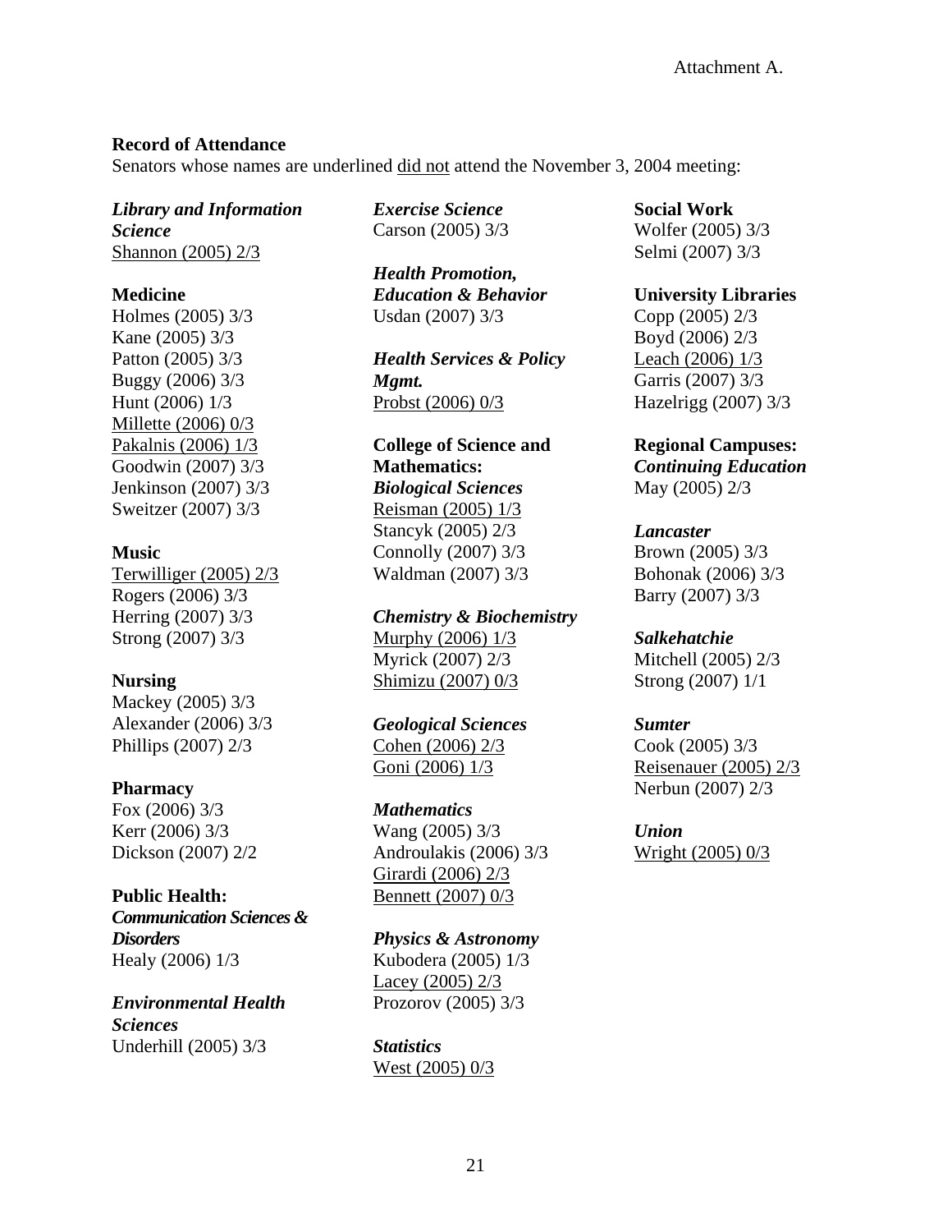Attachment A.

**Record of Attendance**
Senators whose names are underlined <u>did not</u> attend the November 3, 2004 meeting:

***Library and Information Science***
<u>Shannon (2005) 2/3</u>

**Medicine**
Holmes (2005) 3/3
Kane (2005) 3/3
Patton (2005) 3/3
Buggy (2006) 3/3
Hunt (2006) 1/3
<u>Millette (2006) 0/3</u>
<u>Pakalnis (2006) 1/3</u>
Goodwin (2007) 3/3
Jenkinson (2007) 3/3
Sweitzer (2007) 3/3

**Music**
<u>Terwilliger (2005) 2/3</u>
Rogers (2006) 3/3
Herring (2007) 3/3
Strong (2007) 3/3

**Nursing**
Mackey (2005) 3/3
Alexander (2006) 3/3
Phillips (2007) 2/3

**Pharmacy**
Fox (2006) 3/3
Kerr (2006) 3/3
Dickson (2007) 2/2

**Public Health:**
***Communication Sciences & Disorders***
Healy (2006) 1/3

***Environmental Health Sciences***
Underhill (2005) 3/3

***Exercise Science***
Carson (2005) 3/3

***Health Promotion, Education & Behavior***
Usdan (2007) 3/3

***Health Services & Policy Mgmt.***
<u>Probst (2006) 0/3</u>

**College of Science and Mathematics:**
***Biological Sciences***
<u>Reisman (2005) 1/3</u>
Stancyk (2005) 2/3
Connolly (2007) 3/3
Waldman (2007) 3/3

***Chemistry & Biochemistry***
<u>Murphy (2006) 1/3</u>
Myrick (2007) 2/3
<u>Shimizu (2007) 0/3</u>

***Geological Sciences***
<u>Cohen (2006) 2/3</u>
<u>Goni (2006) 1/3</u>

***Mathematics***
Wang (2005) 3/3
Androulakis (2006) 3/3
<u>Girardi (2006) 2/3</u>
<u>Bennett (2007) 0/3</u>

***Physics & Astronomy***
Kubodera (2005) 1/3
<u>Lacey (2005) 2/3</u>
Prozorov (2005) 3/3

***Statistics***
<u>West (2005) 0/3</u>

**Social Work**
Wolfer (2005) 3/3
Selmi (2007) 3/3

**University Libraries**
Copp (2005) 2/3
Boyd (2006) 2/3
<u>Leach (2006) 1/3</u>
Garris (2007) 3/3
Hazelrigg (2007) 3/3

**Regional Campuses:**
***Continuing Education***
May (2005) 2/3

***Lancaster***
Brown (2005) 3/3
Bohonak (2006) 3/3
Barry (2007) 3/3

***Salkehatchie***
Mitchell (2005) 2/3
Strong (2007) 1/1

***Sumter***
Cook (2005) 3/3
<u>Reisenauer (2005) 2/3</u>
Nerbun (2007) 2/3

***Union***
<u>Wright (2005) 0/3</u>